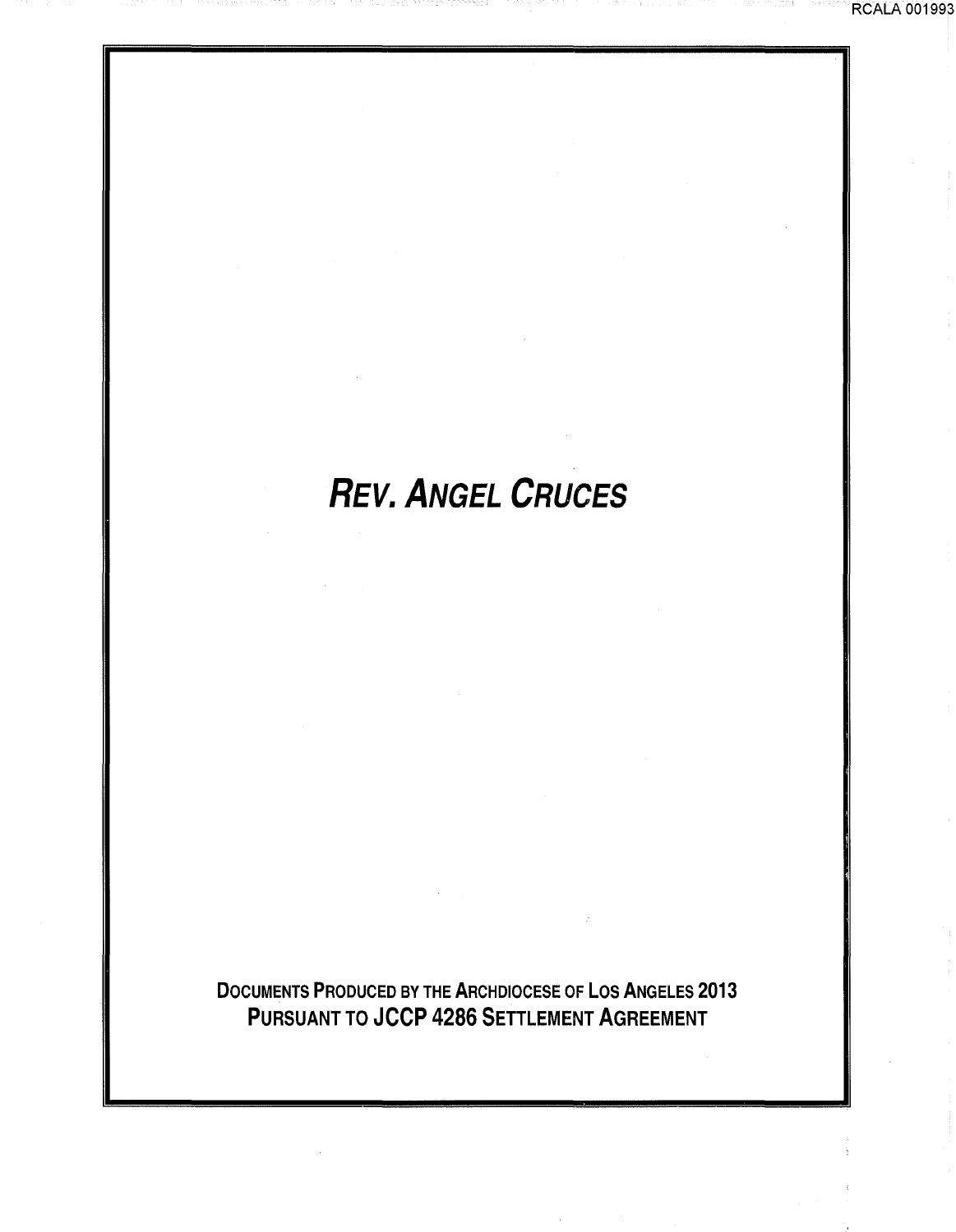# *REV. ANGEL CRUCES*

**DOCUMENTS PRODUCED BY THE ARCHDIOCESE OF LOS ANGELES 2013**
**PURSUANT TO JCCP 4286 SETTLEMENT AGREEMENT**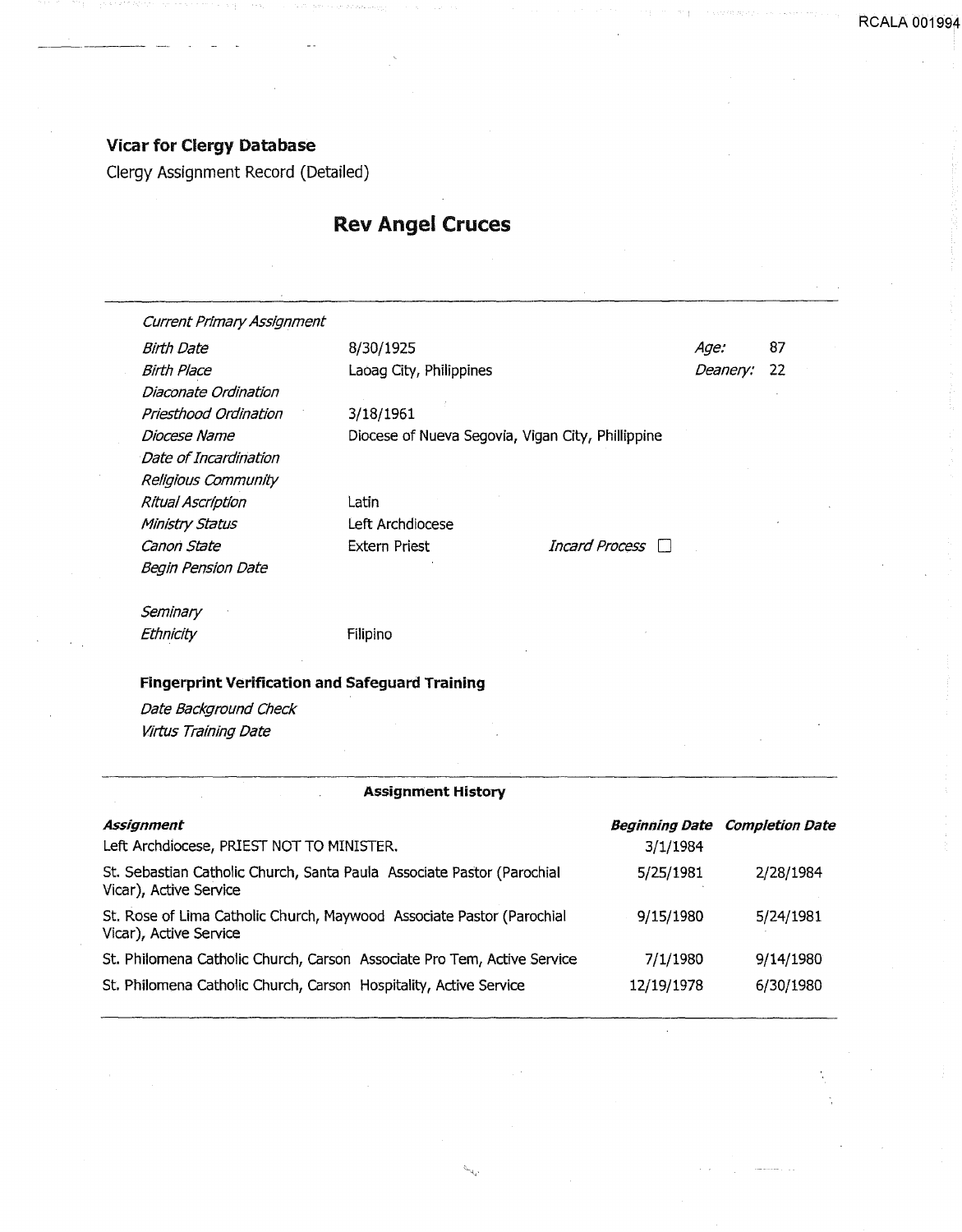## Vicar for Clergy Database

Clergy Assignment Record (Detailed)

# Rev Angel Cruces

| | | | |
|---|---|---|---|
| *Current Primary Assignment* | | | |
| *Birth Date* | 8/30/1925 | *Age:* | 87 |
| *Birth Place* | Laoag City, Philippines | *Deanery:* | 22 |
| *Diaconate Ordination* | | | |
| *Priesthood Ordination* | 3/18/1961 | | |
| *Diocese Name* | Diocese of Nueva Segovia, Vigan City, Phillippine | | |
| *Date of Incardination* | | | |
| *Religious Community* | | | |
| *Ritual Ascription* | Latin | | |
| *Ministry Status* | Left Archdiocese | | |
| *Canon State* | Extern Priest | *Incard Process* ☐ | |
| *Begin Pension Date* | | | |
| *Seminary* | | | |
| *Ethnicity* | Filipino | | |

**Fingerprint Verification and Safeguard Training**

*Date Background Check*

*Virtus Training Date*

**Assignment History**

| *Assignment* | *Beginning Date* | *Completion Date* |
|---|---|---|
| Left Archdiocese, PRIEST NOT TO MINISTER. | 3/1/1984 | |
| St. Sebastian Catholic Church, Santa Paula Associate Pastor (Parochial Vicar), Active Service | 5/25/1981 | 2/28/1984 |
| St. Rose of Lima Catholic Church, Maywood Associate Pastor (Parochial Vicar), Active Service | 9/15/1980 | 5/24/1981 |
| St. Philomena Catholic Church, Carson Associate Pro Tem, Active Service | 7/1/1980 | 9/14/1980 |
| St. Philomena Catholic Church, Carson Hospitality, Active Service | 12/19/1978 | 6/30/1980 |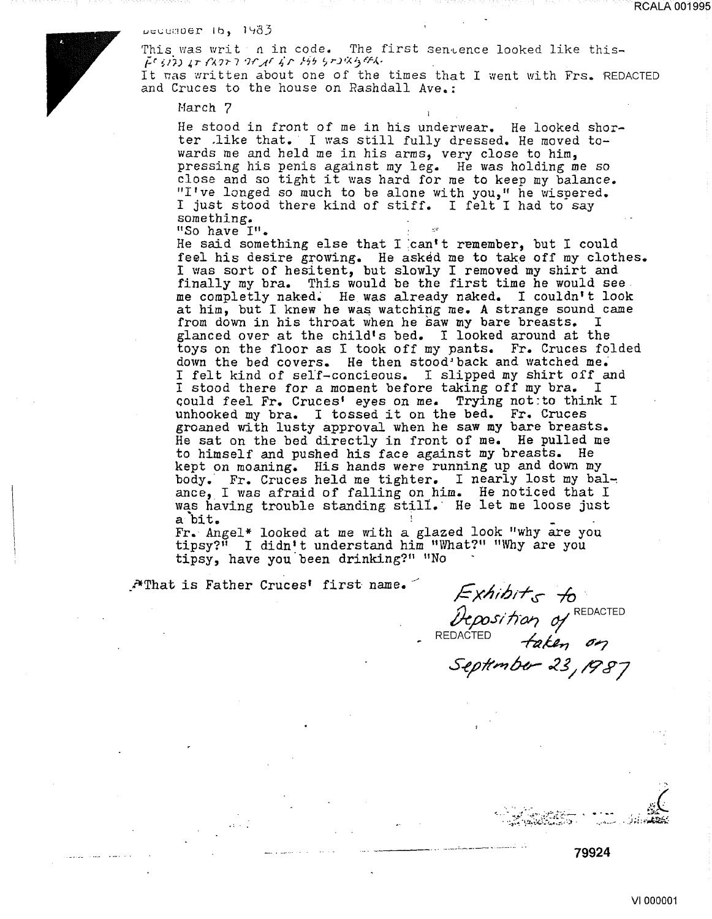December 16, 1983

This was written in code. The first sentence looked like this-
[coded text]
It was written about one of the times that I went with Frs. REDACTED and Cruces to the house on Rashdall Ave.:

March 7

He stood in front of me in his underwear. He looked shorter like that. I was still fully dressed. He moved towards me and held me in his arms, very close to him, pressing his penis against my leg. He was holding me so close and so tight it was hard for me to keep my balance. "I've longed so much to be alone with you," he wispered. I just stood there kind of stiff. I felt I had to say something.
"So have I".
He said something else that I can't remember, but I could feel his desire growing. He asked me to take off my clothes. I was sort of hesitent, but slowly I removed my shirt and finally my bra. This would be the first time he would see me complet1y naked. He was already naked. I couldn't look at him, but I knew he was watching me. A strange sound came from down in his throat when he saw my bare breasts. I glanced over at the child's bed. I looked around at the toys on the floor as I took off my pants. Fr. Cruces folded down the bed covers. He then stood back and watched me. I felt kind of self-concieous. I slipped my shirt off and I stood there for a moment before taking off my bra. I could feel Fr. Cruces' eyes on me. Trying not to think I unhooked my bra. I tossed it on the bed. Fr. Cruces groaned with lusty approval when he saw my bare breasts. He sat on the bed directly in front of me. He pulled me to himself and pushed his face against my breasts. He kept on moaning. His hands were running up and down my body. Fr. Cruces held me tighter. I nearly lost my balance, I was afraid of falling on him. He noticed that I was having trouble standing still. He let me loose just a bit.
Fr. Angel* looked at me with a glazed look "why are you tipsy?" I didn't understand him "What?" "Why are you tipsy, have you been drinking?" "No

*That is Father Cruces' first name.

*Exhibits to Deposition of REDACTED REDACTED taken on September 23, 1987*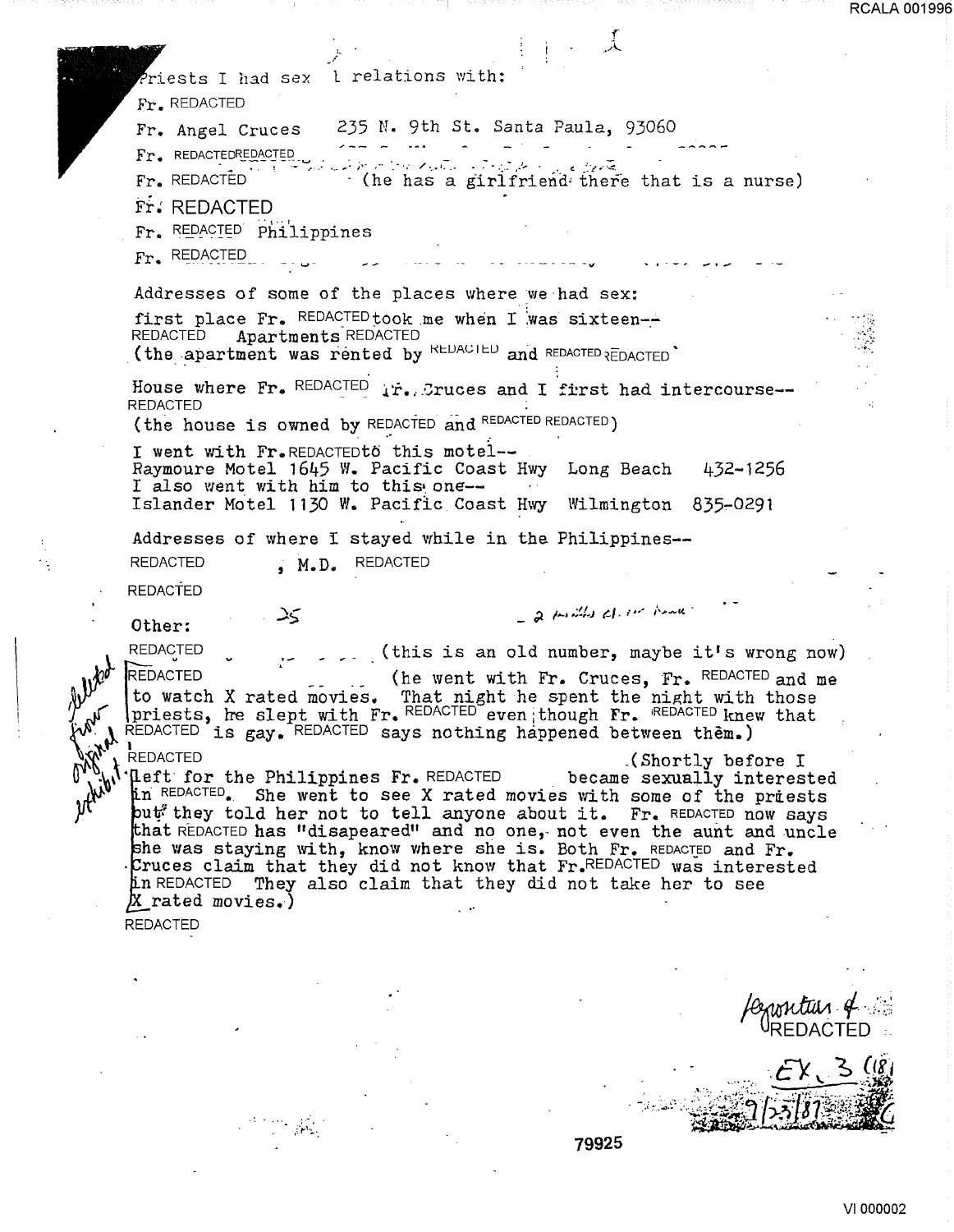Priests I had sex l relations with:

Fr. REDACTED

Fr. Angel Cruces 235 N. 9th St. Santa Paula, 93060

Fr. REDACTEDREDACTED

Fr. REDACTED (he has a girlfriend there that is a nurse)

Fr. REDACTED

Fr. REDACTED Philippines

Fr. REDACTED

Addresses of some of the places where we had sex:

first place Fr. REDACTED took me when I was sixteen--
REDACTED Apartments REDACTED
(the apartment was rented by REDACTED and REDACTED REDACTED

House where Fr. REDACTED Fr. Cruces and I first had intercourse--
REDACTED
(the house is owned by REDACTED and REDACTED REDACTED)

I went with Fr. REDACTED to this motel--
Raymoure Motel 1645 W. Pacific Coast Hwy Long Beach 432-1256
I also went with him to this one--
Islander Motel 1130 W. Pacific Coast Hwy Wilmington 835-0291

Addresses of where I stayed while in the Philippines--
REDACTED , M.D. REDACTED
REDACTED

Other: 25 - 2 ...

REDACTED (this is an old number, maybe it's wrong now)

REDACTED (he went with Fr. Cruces, Fr. REDACTED and me to watch X rated movies. That night he spent the night with those priests, he slept with Fr. REDACTED even though Fr. REDACTED knew that REDACTED is gay. REDACTED says nothing happened between them.)

REDACTED .(Shortly before I left for the Philippines Fr. REDACTED became sexually interested in REDACTED. She went to see X rated movies with some of the priests but they told her not to tell anyone about it. Fr. REDACTED now says that REDACTED has "disapeared" and no one, not even the aunt and uncle she was staying with, know where she is. Both Fr. REDACTED and Fr. Cruces claim that they did not know that Fr. REDACTED was interested in REDACTED They also claim that they did not take her to see X rated movies.)

REDACTED

*deleted from original exhibit*

*Reporter 4* REDACTED

EX. 3 (18) 9/23/87

79925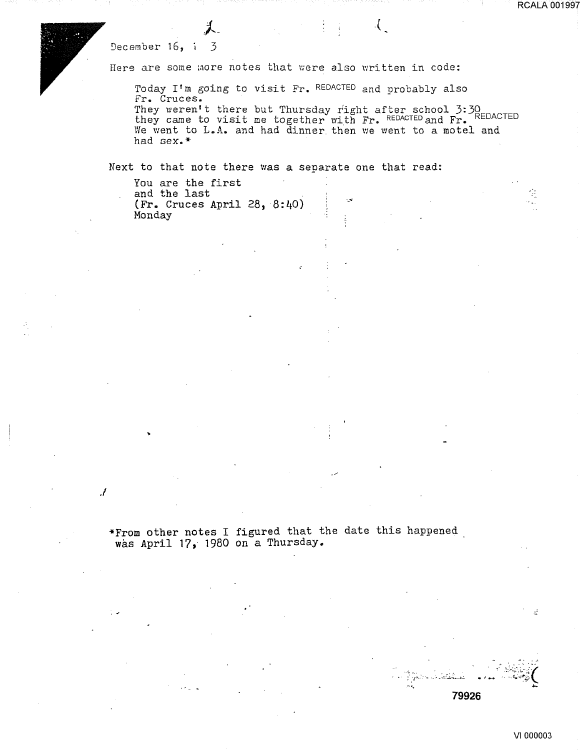December 16, 1 3

Here are some more notes that were also written in code:

> Today I'm going to visit Fr. REDACTED and probably also Fr. Cruces.
> They weren't there but Thursday right after school 3:30 they came to visit me together with Fr. REDACTED and Fr. REDACTED
> We went to L.A. and had dinner then we went to a motel and had sex.*

Next to that note there was a separate one that read:

> You are the first
> and the last
> (Fr. Cruces April 28, 8:40)
> Monday

*From other notes I figured that the date this happened was April 17, 1980 on a Thursday.

79926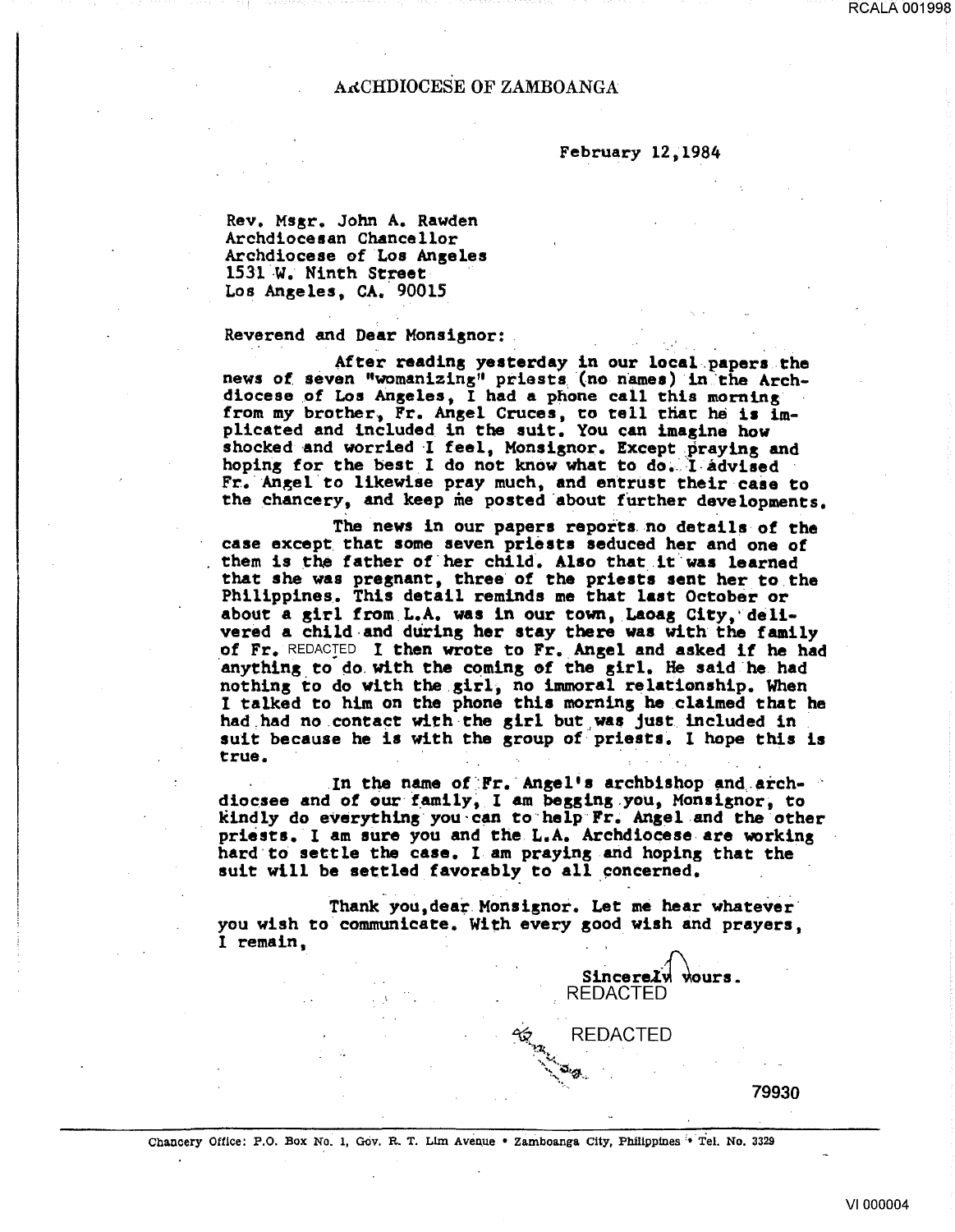# ARCHDIOCESE OF ZAMBOANGA

February 12,1984

Rev. Msgr. John A. Rawden
Archdiocesan Chancellor
Archdiocese of Los Angeles
1531 W. Ninth Street
Los Angeles, CA. 90015

Reverend and Dear Monsignor:

After reading yesterday in our local papers the news of seven "womanizing" priests (no names) in the Archdiocese of Los Angeles, I had a phone call this morning from my brother, Fr. Angel Cruces, to tell that he is implicated and included in the suit. You can imagine how shocked and worried I feel, Monsignor. Except praying and hoping for the best I do not know what to do. I advised Fr. Angel to likewise pray much, and entrust their case to the chancery, and keep me posted about further developments.

The news in our papers reports no details of the case except that some seven priests seduced her and one of them is the father of her child. Also that it was learned that she was pregnant, three of the priests sent her to the Philippines. This detail reminds me that last October or about a girl from L.A. was in our town, Laoag City, delivered a child and during her stay there was with the family of Fr. REDACTED I then wrote to Fr. Angel and asked if he had anything to do with the coming of the girl. He said he had nothing to do with the girl, no immoral relationship. When I talked to him on the phone this morning he claimed that he had had no contact with the girl but was just included in suit because he is with the group of priests. I hope this is true.

In the name of Fr. Angel's archbishop and archdiocsee and of our family, I am begging you, Monsignor, to kindly do everything you can to help Fr. Angel and the other priests. I am sure you and the L.A. Archdiocese are working hard to settle the case. I am praying and hoping that the suit will be settled favorably to all concerned.

Thank you,dear Monsignor. Let me hear whatever you wish to communicate. With every good wish and prayers, I remain,

Sincerely yours.
REDACTED

REDACTED

79930

Chancery Office: P.O. Box No. 1, Gov. R. T. Lim Avenue • Zamboanga City, Philippines • Tel. No. 3329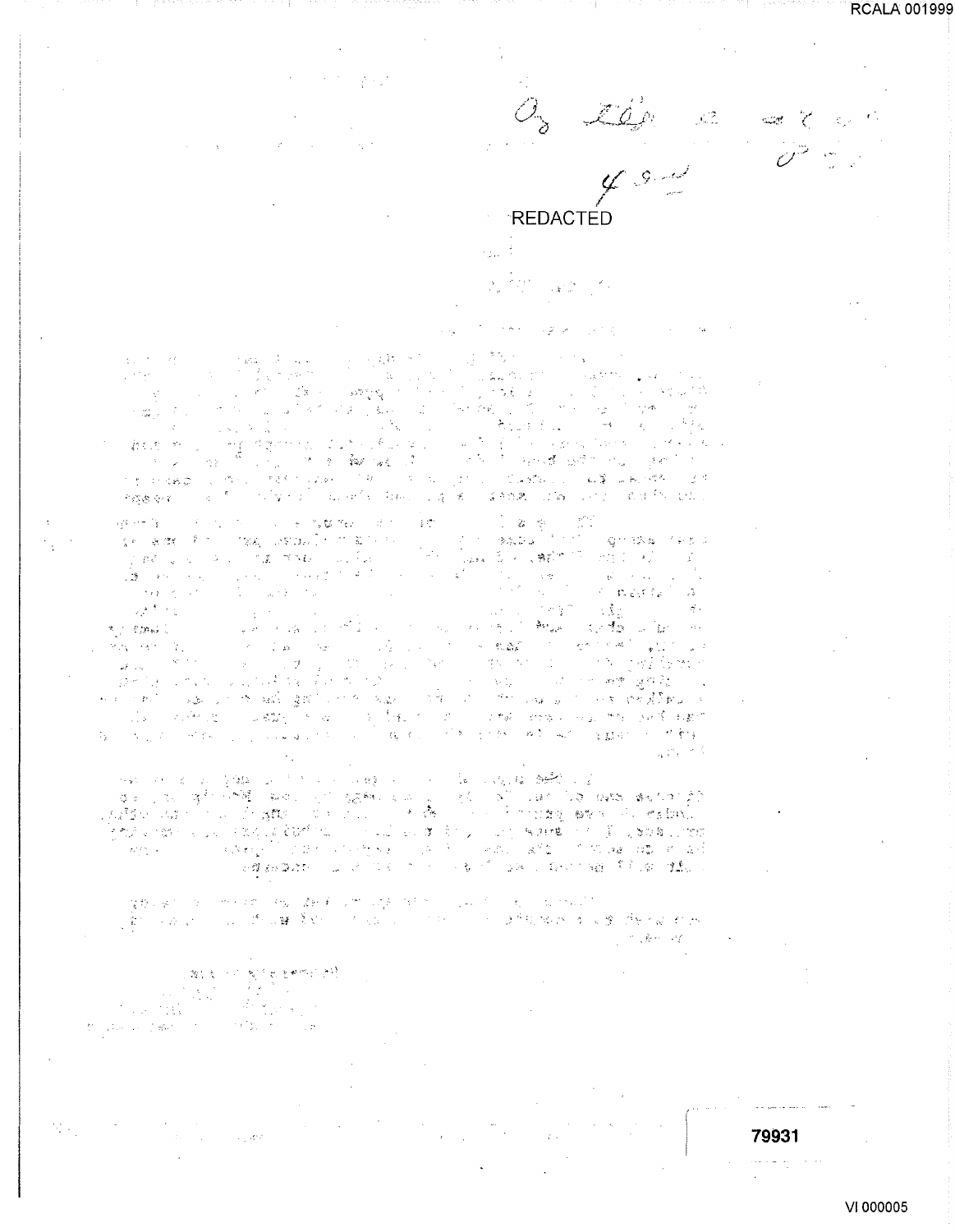REDACTED

79931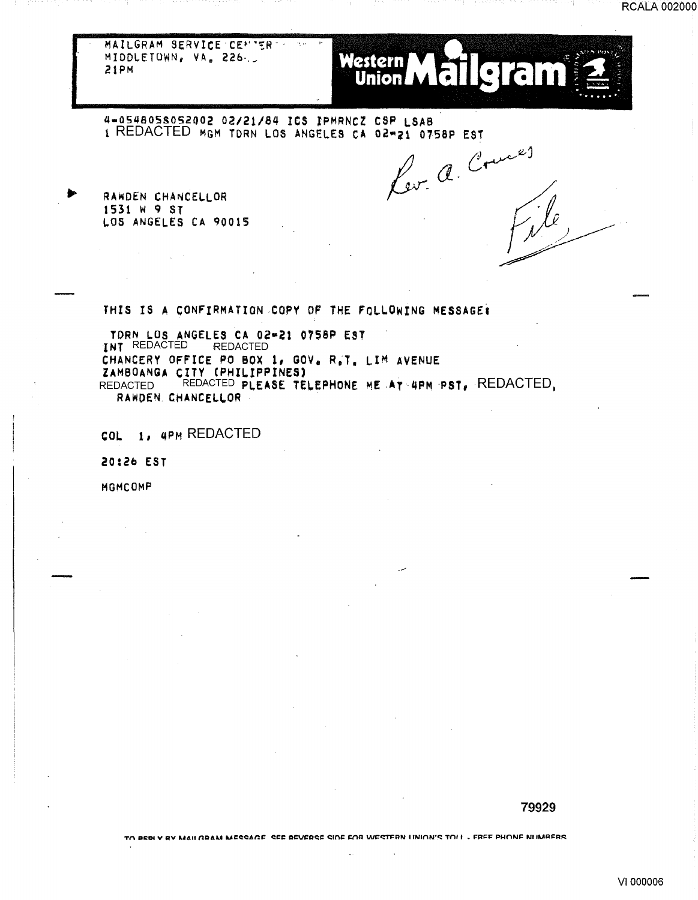MAILGRAM SERVICE CEN̈TER
MIDDLETOWN, VA. 226..
21PM

**Western Union Mailgram**

4-054805S052002 02/21/84 ICS IPMRNCZ CSP LSAB
1 REDACTED MGM TDRN LOS ANGELES CA 02-21 0758P EST

Rev. A. Cruces

RAWDEN CHANCELLOR
1531 W 9 ST
LOS ANGELES CA 90015

File

THIS IS A CONFIRMATION COPY OF THE FOLLOWING MESSAGE:

TDRN LOS ANGELES CA 02-21 0758P EST
INT REDACTED REDACTED
CHANCERY OFFICE PO BOX 1, GOV. R.T. LIM AVENUE
ZAMBOANGA CITY (PHILIPPINES)
REDACTED REDACTED PLEASE TELEPHONE ME AT 4PM PST, REDACTED,
RAWDEN CHANCELLOR

COL 1, 4PM REDACTED

20:26 EST

MGMCOMP

79929

TO REPLY BY MAILGRAM MESSAGE, SEE REVERSE SIDE FOR WESTERN UNION'S TOLL - FREE PHONE NUMBERS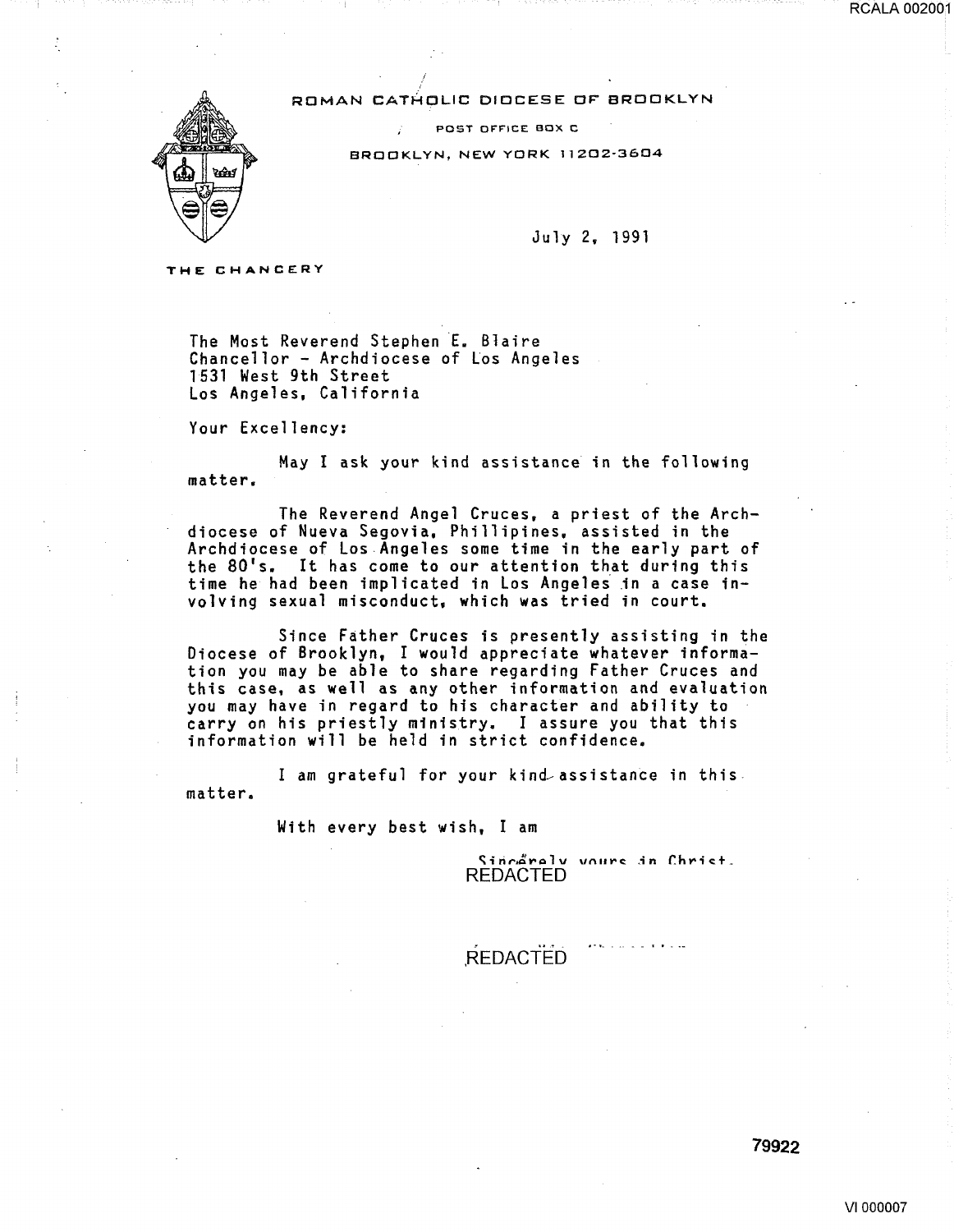ROMAN CATHOLIC DIOCESE OF BROOKLYN

POST OFFICE BOX C

BROOKLYN, NEW YORK 11202-3604

THE CHANCERY

July 2, 1991

The Most Reverend Stephen E. Blaire
Chancellor - Archdiocese of Los Angeles
1531 West 9th Street
Los Angeles, California

Your Excellency:

May I ask your kind assistance in the following matter.

The Reverend Angel Cruces, a priest of the Archdiocese of Nueva Segovia, Phillipines, assisted in the Archdiocese of Los Angeles some time in the early part of the 80's. It has come to our attention that during this time he had been implicated in Los Angeles in a case involving sexual misconduct, which was tried in court.

Since Father Cruces is presently assisting in the Diocese of Brooklyn, I would appreciate whatever information you may be able to share regarding Father Cruces and this case, as well as any other information and evaluation you may have in regard to his character and ability to carry on his priestly ministry. I assure you that this information will be held in strict confidence.

I am grateful for your kind assistance in this matter.

With every best wish, I am

Sincerely yours in Christ,

REDACTED

REDACTED

79922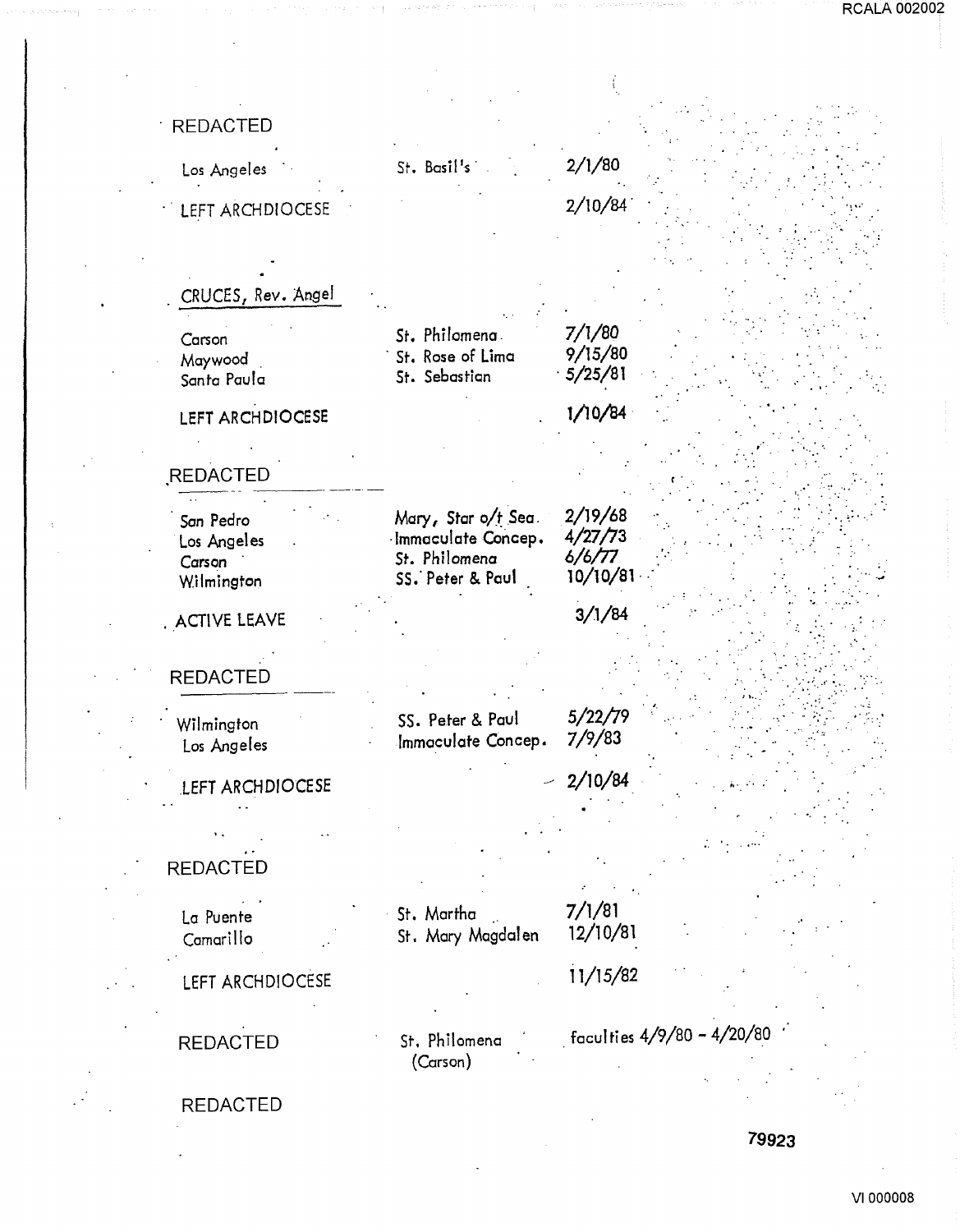REDACTED

| | | |
|---|---|---|
| Los Angeles | St. Basil's | 2/1/80 |
| LEFT ARCHDIOCESE | | 2/10/84 |

CRUCES, Rev. Angel

| | | |
|---|---|---|
| Carson | St. Philomena | 7/1/80 |
| Maywood | St. Rose of Lima | 9/15/80 |
| Santa Paula | St. Sebastian | 5/25/81 |
| LEFT ARCHDIOCESE | | 1/10/84 |

REDACTED

| | | |
|---|---|---|
| San Pedro | Mary, Star o/t Sea | 2/19/68 |
| Los Angeles | Immaculate Concep. | 4/27/73 |
| Carson | St. Philomena | 6/6/77 |
| Wilmington | SS. Peter & Paul | 10/10/81 |
| ACTIVE LEAVE | | 3/1/84 |

REDACTED

| | | |
|---|---|---|
| Wilmington | SS. Peter & Paul | 5/22/79 |
| Los Angeles | Immaculate Concep. | 7/9/83 |
| LEFT ARCHDIOCESE | | 2/10/84 |

REDACTED

| | | |
|---|---|---|
| La Puente | St. Martha | 7/1/81 |
| Camarillo | St. Mary Magdalen | 12/10/81 |
| LEFT ARCHDIOCESE | | 11/15/82 |

| | | |
|---|---|---|
| REDACTED | St. Philomena (Carson) | faculties 4/9/80 – 4/20/80 |

REDACTED

79923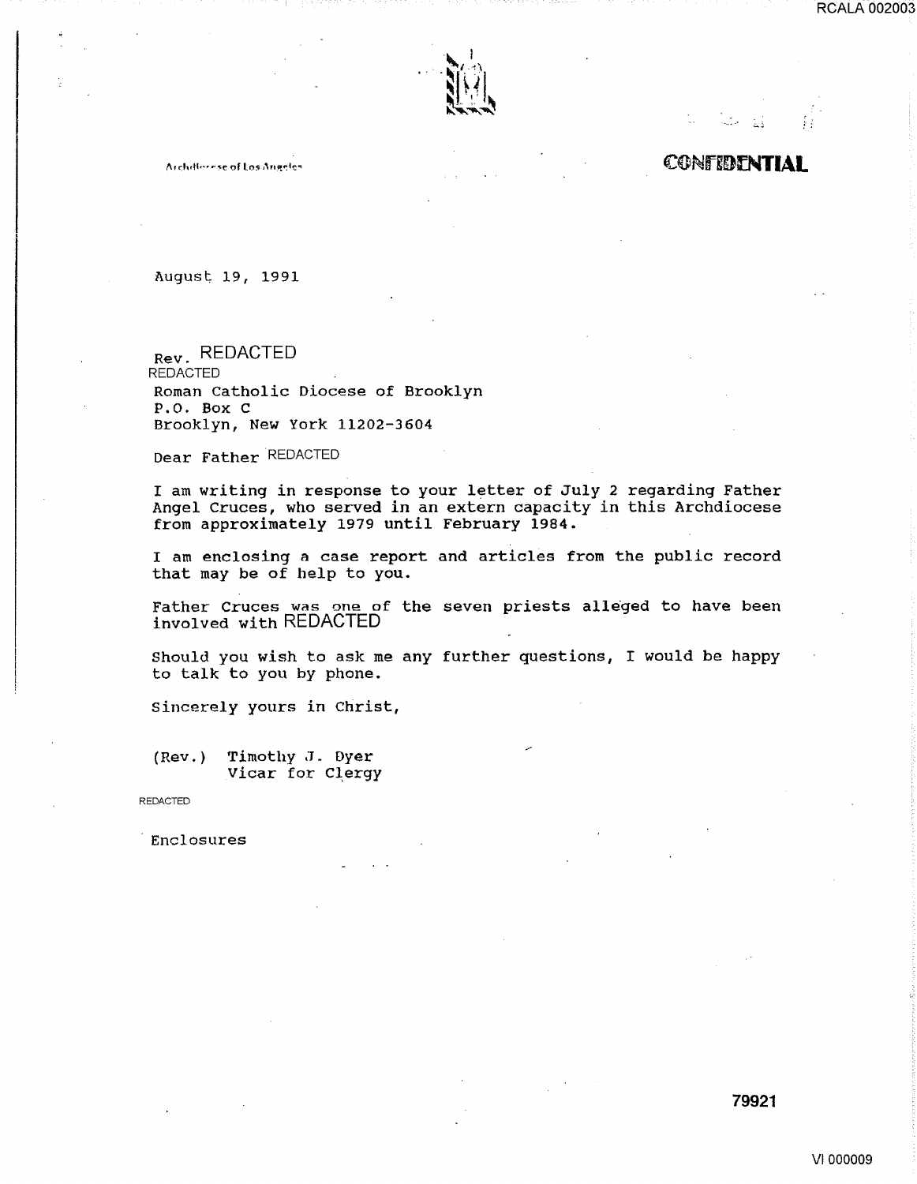Archdiocese of Los Angeles

**CONFIDENTIAL**

August 19, 1991

Rev. REDACTED
REDACTED
Roman Catholic Diocese of Brooklyn
P.O. Box C
Brooklyn, New York 11202-3604

Dear Father REDACTED

I am writing in response to your letter of July 2 regarding Father Angel Cruces, who served in an extern capacity in this Archdiocese from approximately 1979 until February 1984.

I am enclosing a case report and articles from the public record that may be of help to you.

Father Cruces was one of the seven priests alleged to have been involved with REDACTED

Should you wish to ask me any further questions, I would be happy to talk to you by phone.

Sincerely yours in Christ,

(Rev.) Timothy J. Dyer
Vicar for Clergy

REDACTED

Enclosures

79921